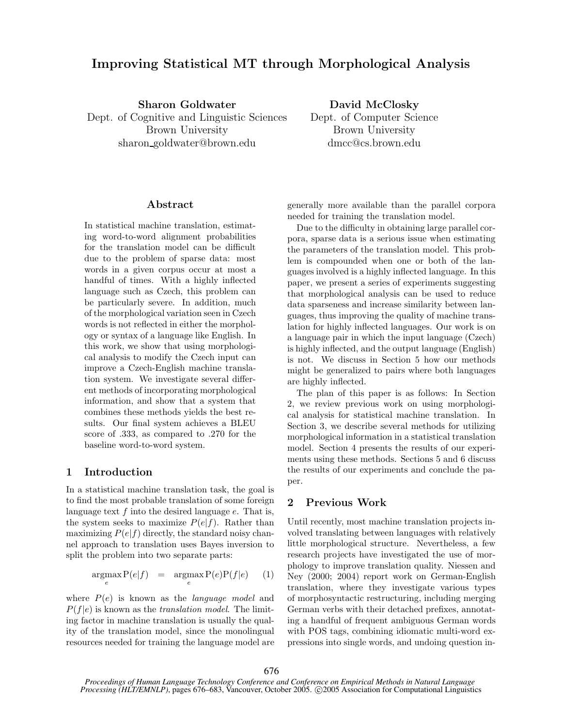# Improving Statistical MT through Morphological Analysis

**Sharon Goldwater**
Dept. of Cognitive and Linguistic Sciences
Brown University
sharon_goldwater@brown.edu

**David McClosky**
Dept. of Computer Science
Brown University
dmcc@cs.brown.edu

## Abstract

In statistical machine translation, estimating word-to-word alignment probabilities for the translation model can be difficult due to the problem of sparse data: most words in a given corpus occur at most a handful of times. With a highly inflected language such as Czech, this problem can be particularly severe. In addition, much of the morphological variation seen in Czech words is not reflected in either the morphology or syntax of a language like English. In this work, we show that using morphological analysis to modify the Czech input can improve a Czech-English machine translation system. We investigate several different methods of incorporating morphological information, and show that a system that combines these methods yields the best results. Our final system achieves a BLEU score of .333, as compared to .270 for the baseline word-to-word system.

## 1 Introduction

In a statistical machine translation task, the goal is to find the most probable translation of some foreign language text $f$ into the desired language $e$. That is, the system seeks to maximize $P(e|f)$. Rather than maximizing $P(e|f)$ directly, the standard noisy channel approach to translation uses Bayes inversion to split the problem into two separate parts:

$$\underset{e}{\text{argmax}}\, \mathrm{P}(e|f) = \underset{e}{\text{argmax}}\, \mathrm{P}(e)\mathrm{P}(f|e) \quad (1)$$

where $P(e)$ is known as the *language model* and $P(f|e)$ is known as the *translation model*. The limiting factor in machine translation is usually the quality of the translation model, since the monolingual resources needed for training the language model are generally more available than the parallel corpora needed for training the translation model.

Due to the difficulty in obtaining large parallel corpora, sparse data is a serious issue when estimating the parameters of the translation model. This problem is compounded when one or both of the languages involved is a highly inflected language. In this paper, we present a series of experiments suggesting that morphological analysis can be used to reduce data sparseness and increase similarity between languages, thus improving the quality of machine translation for highly inflected languages. Our work is on a language pair in which the input language (Czech) is highly inflected, and the output language (English) is not. We discuss in Section 5 how our methods might be generalized to pairs where both languages are highly inflected.

The plan of this paper is as follows: In Section 2, we review previous work on using morphological analysis for statistical machine translation. In Section 3, we describe several methods for utilizing morphological information in a statistical translation model. Section 4 presents the results of our experiments using these methods. Sections 5 and 6 discuss the results of our experiments and conclude the paper.

## 2 Previous Work

Until recently, most machine translation projects involved translating between languages with relatively little morphological structure. Nevertheless, a few research projects have investigated the use of morphology to improve translation quality. Niessen and Ney (2000; 2004) report work on German-English translation, where they investigate various types of morphosyntactic restructuring, including merging German verbs with their detached prefixes, annotating a handful of frequent ambiguous German words with POS tags, combining idiomatic multi-word expressions into single words, and undoing question in-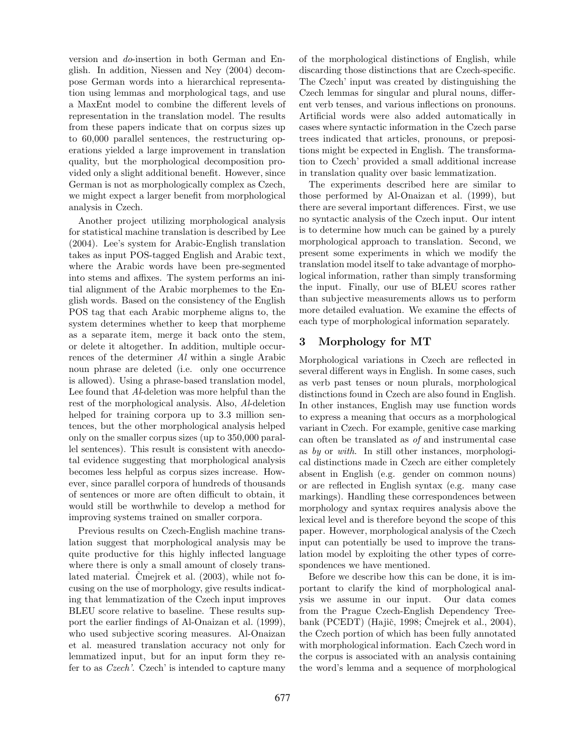version and *do*-insertion in both German and English. In addition, Niessen and Ney (2004) decompose German words into a hierarchical representation using lemmas and morphological tags, and use a MaxEnt model to combine the different levels of representation in the translation model. The results from these papers indicate that on corpus sizes up to 60,000 parallel sentences, the restructuring operations yielded a large improvement in translation quality, but the morphological decomposition provided only a slight additional benefit. However, since German is not as morphologically complex as Czech, we might expect a larger benefit from morphological analysis in Czech.

Another project utilizing morphological analysis for statistical machine translation is described by Lee (2004). Lee's system for Arabic-English translation takes as input POS-tagged English and Arabic text, where the Arabic words have been pre-segmented into stems and affixes. The system performs an initial alignment of the Arabic morphemes to the English words. Based on the consistency of the English POS tag that each Arabic morpheme aligns to, the system determines whether to keep that morpheme as a separate item, merge it back onto the stem, or delete it altogether. In addition, multiple occurrences of the determiner *Al* within a single Arabic noun phrase are deleted (i.e. only one occurrence is allowed). Using a phrase-based translation model, Lee found that *Al*-deletion was more helpful than the rest of the morphological analysis. Also, *Al*-deletion helped for training corpora up to 3.3 million sentences, but the other morphological analysis helped only on the smaller corpus sizes (up to 350,000 parallel sentences). This result is consistent with anecdotal evidence suggesting that morphological analysis becomes less helpful as corpus sizes increase. However, since parallel corpora of hundreds of thousands of sentences or more are often difficult to obtain, it would still be worthwhile to develop a method for improving systems trained on smaller corpora.

Previous results on Czech-English machine translation suggest that morphological analysis may be quite productive for this highly inflected language where there is only a small amount of closely translated material. Čmejrek et al. (2003), while not focusing on the use of morphology, give results indicating that lemmatization of the Czech input improves BLEU score relative to baseline. These results support the earlier findings of Al-Onaizan et al. (1999), who used subjective scoring measures. Al-Onaizan et al. measured translation accuracy not only for lemmatized input, but for an input form they refer to as *Czech'*. Czech' is intended to capture many of the morphological distinctions of English, while discarding those distinctions that are Czech-specific. The Czech' input was created by distinguishing the Czech lemmas for singular and plural nouns, different verb tenses, and various inflections on pronouns. Artificial words were also added automatically in cases where syntactic information in the Czech parse trees indicated that articles, pronouns, or prepositions might be expected in English. The transformation to Czech' provided a small additional increase in translation quality over basic lemmatization.

The experiments described here are similar to those performed by Al-Onaizan et al. (1999), but there are several important differences. First, we use no syntactic analysis of the Czech input. Our intent is to determine how much can be gained by a purely morphological approach to translation. Second, we present some experiments in which we modify the translation model itself to take advantage of morphological information, rather than simply transforming the input. Finally, our use of BLEU scores rather than subjective measurements allows us to perform more detailed evaluation. We examine the effects of each type of morphological information separately.

## 3 Morphology for MT

Morphological variations in Czech are reflected in several different ways in English. In some cases, such as verb past tenses or noun plurals, morphological distinctions found in Czech are also found in English. In other instances, English may use function words to express a meaning that occurs as a morphological variant in Czech. For example, genitive case marking can often be translated as *of* and instrumental case as *by* or *with*. In still other instances, morphological distinctions made in Czech are either completely absent in English (e.g. gender on common nouns) or are reflected in English syntax (e.g. many case markings). Handling these correspondences between morphology and syntax requires analysis above the lexical level and is therefore beyond the scope of this paper. However, morphological analysis of the Czech input can potentially be used to improve the translation model by exploiting the other types of correspondences we have mentioned.

Before we describe how this can be done, it is important to clarify the kind of morphological analysis we assume in our input. Our data comes from the Prague Czech-English Dependency Treebank (PCEDT) (Hajič, 1998; Čmejrek et al., 2004), the Czech portion of which has been fully annotated with morphological information. Each Czech word in the corpus is associated with an analysis containing the word's lemma and a sequence of morphological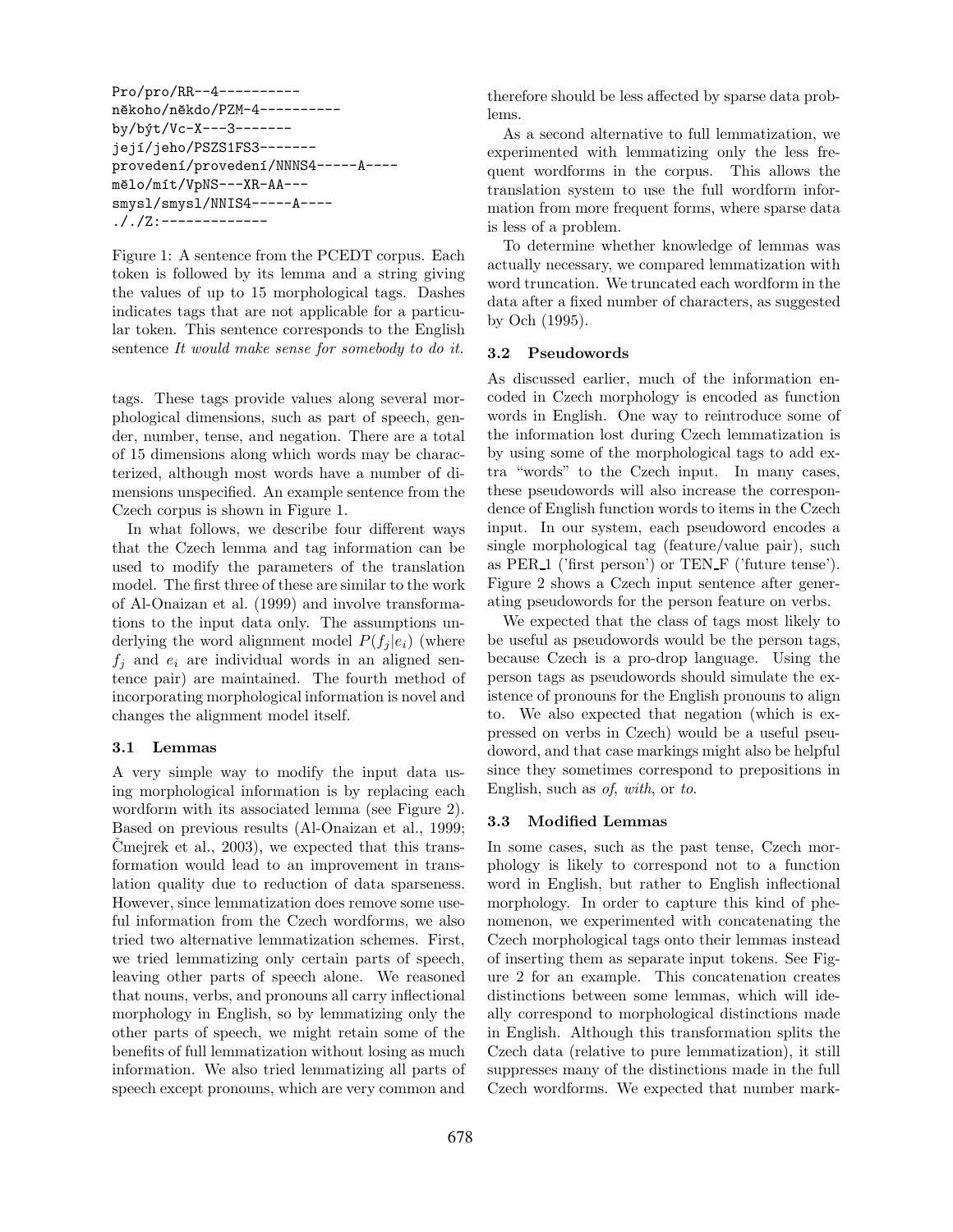```
Pro/pro/RR--4----------
někoho/někdo/PZM-4----------
by/být/Vc-X---3-------
její/jeho/PSZS1FS3-------
provedení/provedení/NNNS4-----A----
mělo/mít/VpNS---XR-AA---
smysl/smysl/NNIS4-----A----
././Z:-------------
```

Figure 1: A sentence from the PCEDT corpus. Each token is followed by its lemma and a string giving the values of up to 15 morphological tags. Dashes indicates tags that are not applicable for a particular token. This sentence corresponds to the English sentence *It would make sense for somebody to do it.*

tags. These tags provide values along several morphological dimensions, such as part of speech, gender, number, tense, and negation. There are a total of 15 dimensions along which words may be characterized, although most words have a number of dimensions unspecified. An example sentence from the Czech corpus is shown in Figure 1.

In what follows, we describe four different ways that the Czech lemma and tag information can be used to modify the parameters of the translation model. The first three of these are similar to the work of Al-Onaizan et al. (1999) and involve transformations to the input data only. The assumptions underlying the word alignment model $P(f_j|e_i)$ (where $f_j$ and $e_i$ are individual words in an aligned sentence pair) are maintained. The fourth method of incorporating morphological information is novel and changes the alignment model itself.

### 3.1 Lemmas

A very simple way to modify the input data using morphological information is by replacing each wordform with its associated lemma (see Figure 2). Based on previous results (Al-Onaizan et al., 1999; Čmejrek et al., 2003), we expected that this transformation would lead to an improvement in translation quality due to reduction of data sparseness. However, since lemmatization does remove some useful information from the Czech wordforms, we also tried two alternative lemmatization schemes. First, we tried lemmatizing only certain parts of speech, leaving other parts of speech alone. We reasoned that nouns, verbs, and pronouns all carry inflectional morphology in English, so by lemmatizing only the other parts of speech, we might retain some of the benefits of full lemmatization without losing as much information. We also tried lemmatizing all parts of speech except pronouns, which are very common and therefore should be less affected by sparse data problems.

As a second alternative to full lemmatization, we experimented with lemmatizing only the less frequent wordforms in the corpus. This allows the translation system to use the full wordform information from more frequent forms, where sparse data is less of a problem.

To determine whether knowledge of lemmas was actually necessary, we compared lemmatization with word truncation. We truncated each wordform in the data after a fixed number of characters, as suggested by Och (1995).

### 3.2 Pseudowords

As discussed earlier, much of the information encoded in Czech morphology is encoded as function words in English. One way to reintroduce some of the information lost during Czech lemmatization is by using some of the morphological tags to add extra "words" to the Czech input. In many cases, these pseudowords will also increase the correspondence of English function words to items in the Czech input. In our system, each pseudoword encodes a single morphological tag (feature/value pair), such as PER_1 ('first person') or TEN_F ('future tense'). Figure 2 shows a Czech input sentence after generating pseudowords for the person feature on verbs.

We expected that the class of tags most likely to be useful as pseudowords would be the person tags, because Czech is a pro-drop language. Using the person tags as pseudowords should simulate the existence of pronouns for the English pronouns to align to. We also expected that negation (which is expressed on verbs in Czech) would be a useful pseudoword, and that case markings might also be helpful since they sometimes correspond to prepositions in English, such as *of*, *with*, or *to*.

### 3.3 Modified Lemmas

In some cases, such as the past tense, Czech morphology is likely to correspond not to a function word in English, but rather to English inflectional morphology. In order to capture this kind of phenomenon, we experimented with concatenating the Czech morphological tags onto their lemmas instead of inserting them as separate input tokens. See Figure 2 for an example. This concatenation creates distinctions between some lemmas, which will ideally correspond to morphological distinctions made in English. Although this transformation splits the Czech data (relative to pure lemmatization), it still suppresses many of the distinctions made in the full Czech wordforms. We expected that number mark-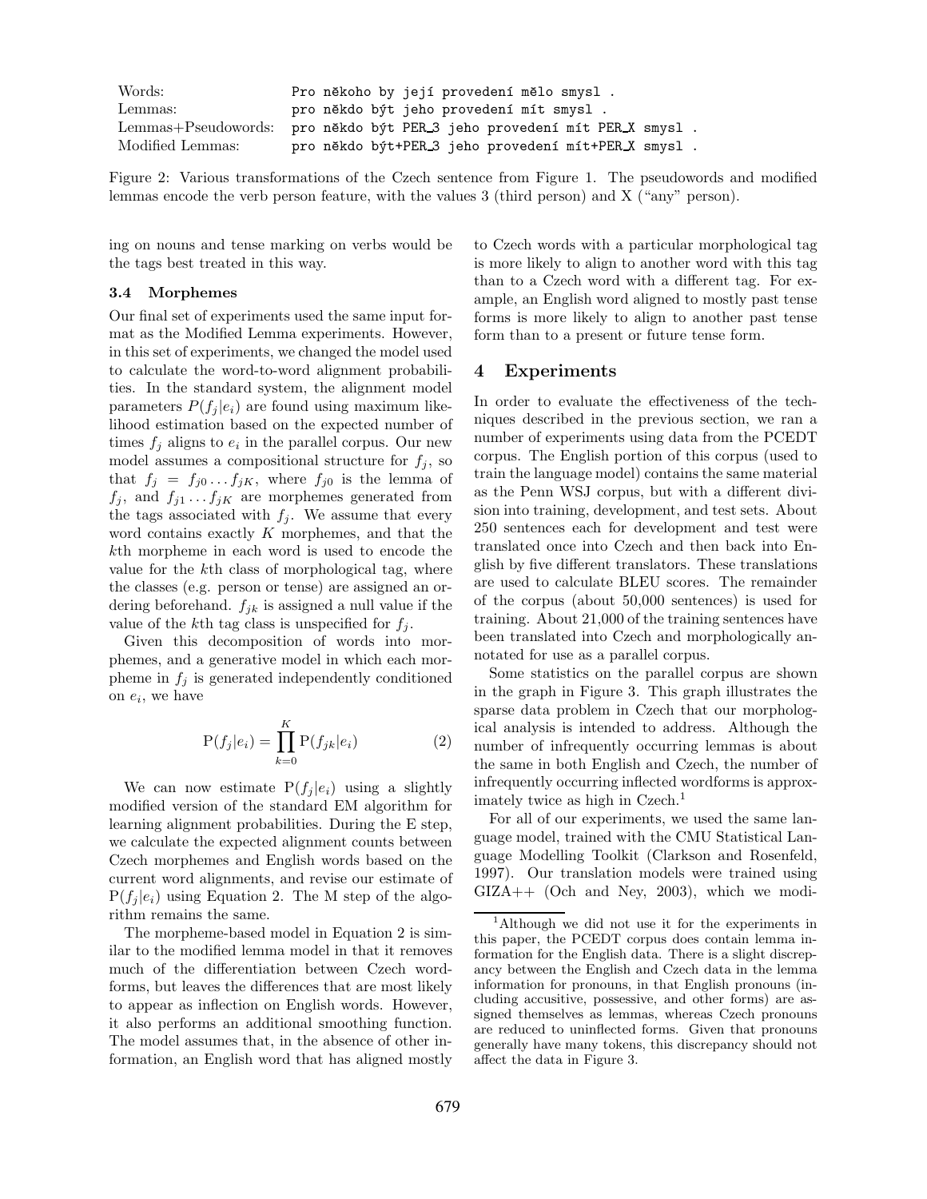| Words: | Pro někoho by její provedení mělo smysl . |
| --- | --- |
| Lemmas: | pro někdo být jeho provedení mít smysl . |
| Lemmas+Pseudowords: | pro někdo být PER_3 jeho provedení mít PER_X smysl . |
| Modified Lemmas: | pro někdo být+PER_3 jeho provedení mít+PER_X smysl . |

Figure 2: Various transformations of the Czech sentence from Figure 1. The pseudowords and modified lemmas encode the verb person feature, with the values 3 (third person) and X ("any" person).

ing on nouns and tense marking on verbs would be the tags best treated in this way.

### 3.4 Morphemes

Our final set of experiments used the same input format as the Modified Lemma experiments. However, in this set of experiments, we changed the model used to calculate the word-to-word alignment probabilities. In the standard system, the alignment model parameters $P(f_j|e_i)$ are found using maximum likelihood estimation based on the expected number of times $f_j$ aligns to $e_i$ in the parallel corpus. Our new model assumes a compositional structure for $f_j$, so that $f_j = f_{j0} \dots f_{jK}$, where $f_{j0}$ is the lemma of $f_j$, and $f_{j1} \dots f_{jK}$ are morphemes generated from the tags associated with $f_j$. We assume that every word contains exactly $K$ morphemes, and that the $k$th morpheme in each word is used to encode the value for the $k$th class of morphological tag, where the classes (e.g. person or tense) are assigned an ordering beforehand. $f_{jk}$ is assigned a null value if the value of the $k$th tag class is unspecified for $f_j$.

Given this decomposition of words into morphemes, and a generative model in which each morpheme in $f_j$ is generated independently conditioned on $e_i$, we have

$$\mathrm{P}(f_j|e_i) = \prod_{k=0}^{K} \mathrm{P}(f_{jk}|e_i) \tag{2}$$

We can now estimate $\mathrm{P}(f_j|e_i)$ using a slightly modified version of the standard EM algorithm for learning alignment probabilities. During the E step, we calculate the expected alignment counts between Czech morphemes and English words based on the current word alignments, and revise our estimate of $\mathrm{P}(f_j|e_i)$ using Equation 2. The M step of the algorithm remains the same.

The morpheme-based model in Equation 2 is similar to the modified lemma model in that it removes much of the differentiation between Czech wordforms, but leaves the differences that are most likely to appear as inflection on English words. However, it also performs an additional smoothing function. The model assumes that, in the absence of other information, an English word that has aligned mostly to Czech words with a particular morphological tag is more likely to align to another word with this tag than to a Czech word with a different tag. For example, an English word aligned to mostly past tense forms is more likely to align to another past tense form than to a present or future tense form.

## 4 Experiments

In order to evaluate the effectiveness of the techniques described in the previous section, we ran a number of experiments using data from the PCEDT corpus. The English portion of this corpus (used to train the language model) contains the same material as the Penn WSJ corpus, but with a different division into training, development, and test sets. About 250 sentences each for development and test were translated once into Czech and then back into English by five different translators. These translations are used to calculate BLEU scores. The remainder of the corpus (about 50,000 sentences) is used for training. About 21,000 of the training sentences have been translated into Czech and morphologically annotated for use as a parallel corpus.

Some statistics on the parallel corpus are shown in the graph in Figure 3. This graph illustrates the sparse data problem in Czech that our morphological analysis is intended to address. Although the number of infrequently occurring lemmas is about the same in both English and Czech, the number of infrequently occurring inflected wordforms is approximately twice as high in Czech.[1]

For all of our experiments, we used the same language model, trained with the CMU Statistical Language Modelling Toolkit (Clarkson and Rosenfeld, 1997). Our translation models were trained using GIZA++ (Och and Ney, 2003), which we modi-

[1] Although we did not use it for the experiments in this paper, the PCEDT corpus does contain lemma information for the English data. There is a slight discrepancy between the English and Czech data in the lemma information for pronouns, in that English pronouns (including accusitive, possessive, and other forms) are assigned themselves as lemmas, whereas Czech pronouns are reduced to uninflected forms. Given that pronouns generally have many tokens, this discrepancy should not affect the data in Figure 3.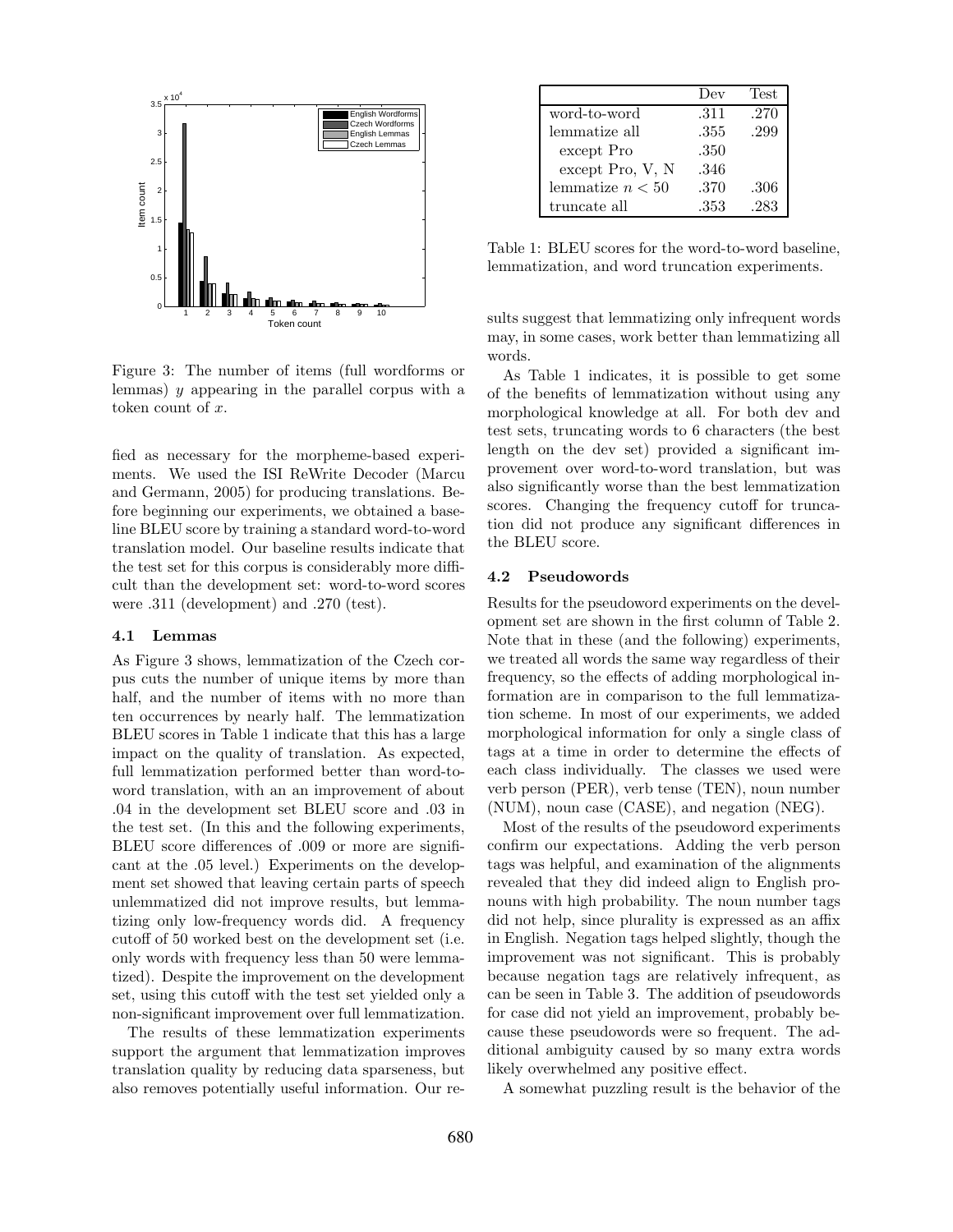Figure 3: The number of items (full wordforms or lemmas) $y$ appearing in the parallel corpus with a token count of $x$.

fied as necessary for the morpheme-based experiments. We used the ISI ReWrite Decoder (Marcu and Germann, 2005) for producing translations. Before beginning our experiments, we obtained a baseline BLEU score by training a standard word-to-word translation model. Our baseline results indicate that the test set for this corpus is considerably more difficult than the development set: word-to-word scores were .311 (development) and .270 (test).

### 4.1 Lemmas

As Figure 3 shows, lemmatization of the Czech corpus cuts the number of unique items by more than half, and the number of items with no more than ten occurrences by nearly half. The lemmatization BLEU scores in Table 1 indicate that this has a large impact on the quality of translation. As expected, full lemmatization performed better than word-to-word translation, with an an improvement of about .04 in the development set BLEU score and .03 in the test set. (In this and the following experiments, BLEU score differences of .009 or more are significant at the .05 level.) Experiments on the development set showed that leaving certain parts of speech unlemmatized did not improve results, but lemmatizing only low-frequency words did. A frequency cutoff of 50 worked best on the development set (i.e. only words with frequency less than 50 were lemmatized). Despite the improvement on the development set, using this cutoff with the test set yielded only a non-significant improvement over full lemmatization.

The results of these lemmatization experiments support the argument that lemmatization improves translation quality by reducing data sparseness, but also removes potentially useful information. Our results suggest that lemmatizing only infrequent words may, in some cases, work better than lemmatizing all words.

| | Dev | Test |
|---|---|---|
| word-to-word | .311 | .270 |
| lemmatize all | .355 | .299 |
| except Pro | .350 | |
| except Pro, V, N | .346 | |
| lemmatize $n < 50$ | .370 | .306 |
| truncate all | .353 | .283 |

Table 1: BLEU scores for the word-to-word baseline, lemmatization, and word truncation experiments.

As Table 1 indicates, it is possible to get some of the benefits of lemmatization without using any morphological knowledge at all. For both dev and test sets, truncating words to 6 characters (the best length on the dev set) provided a significant improvement over word-to-word translation, but was also significantly worse than the best lemmatization scores. Changing the frequency cutoff for truncation did not produce any significant differences in the BLEU score.

### 4.2 Pseudowords

Results for the pseudoword experiments on the development set are shown in the first column of Table 2. Note that in these (and the following) experiments, we treated all words the same way regardless of their frequency, so the effects of adding morphological information are in comparison to the full lemmatization scheme. In most of our experiments, we added morphological information for only a single class of tags at a time in order to determine the effects of each class individually. The classes we used were verb person (PER), verb tense (TEN), noun number (NUM), noun case (CASE), and negation (NEG).

Most of the results of the pseudoword experiments confirm our expectations. Adding the verb person tags was helpful, and examination of the alignments revealed that they did indeed align to English pronouns with high probability. The noun number tags did not help, since plurality is expressed as an affix in English. Negation tags helped slightly, though the improvement was not significant. This is probably because negation tags are relatively infrequent, as can be seen in Table 3. The addition of pseudowords for case did not yield an improvement, probably because these pseudowords were so frequent. The additional ambiguity caused by so many extra words likely overwhelmed any positive effect.

A somewhat puzzling result is the behavior of the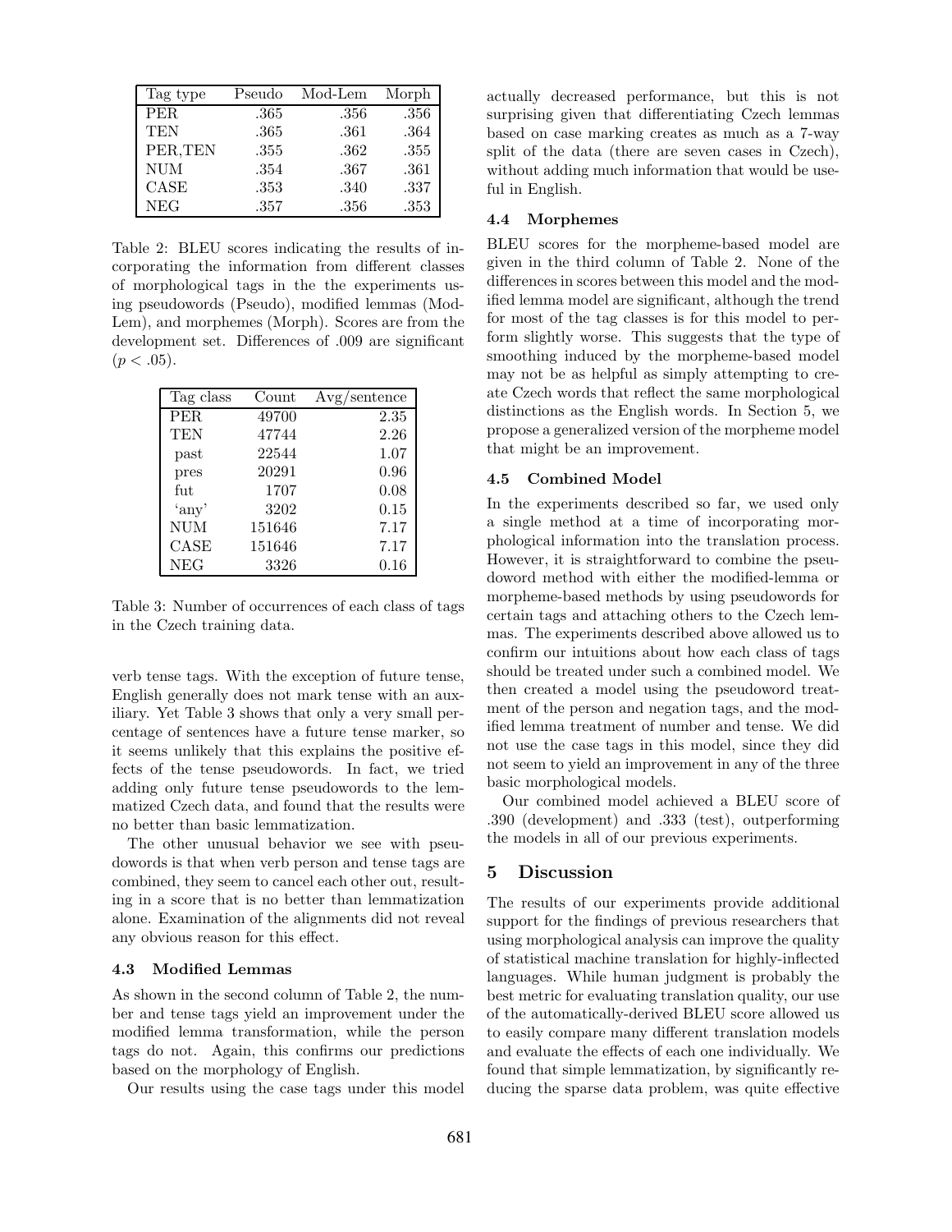| Tag type | Pseudo | Mod-Lem | Morph |
|---|---|---|---|
| PER | .365 | .356 | .356 |
| TEN | .365 | .361 | .364 |
| PER,TEN | .355 | .362 | .355 |
| NUM | .354 | .367 | .361 |
| CASE | .353 | .340 | .337 |
| NEG | .357 | .356 | .353 |

Table 2: BLEU scores indicating the results of incorporating the information from different classes of morphological tags in the the experiments using pseudowords (Pseudo), modified lemmas (Mod-Lem), and morphemes (Morph). Scores are from the development set. Differences of .009 are significant ($p < .05$).

| Tag class | Count | Avg/sentence |
|---|---|---|
| PER | 49700 | 2.35 |
| TEN | 47744 | 2.26 |
| past | 22544 | 1.07 |
| pres | 20291 | 0.96 |
| fut | 1707 | 0.08 |
| 'any' | 3202 | 0.15 |
| NUM | 151646 | 7.17 |
| CASE | 151646 | 7.17 |
| NEG | 3326 | 0.16 |

Table 3: Number of occurrences of each class of tags in the Czech training data.

verb tense tags. With the exception of future tense, English generally does not mark tense with an auxiliary. Yet Table 3 shows that only a very small percentage of sentences have a future tense marker, so it seems unlikely that this explains the positive effects of the tense pseudowords. In fact, we tried adding only future tense pseudowords to the lemmatized Czech data, and found that the results were no better than basic lemmatization.

The other unusual behavior we see with pseudowords is that when verb person and tense tags are combined, they seem to cancel each other out, resulting in a score that is no better than lemmatization alone. Examination of the alignments did not reveal any obvious reason for this effect.

### 4.3 Modified Lemmas

As shown in the second column of Table 2, the number and tense tags yield an improvement under the modified lemma transformation, while the person tags do not. Again, this confirms our predictions based on the morphology of English.

Our results using the case tags under this model actually decreased performance, but this is not surprising given that differentiating Czech lemmas based on case marking creates as much as a 7-way split of the data (there are seven cases in Czech), without adding much information that would be useful in English.

### 4.4 Morphemes

BLEU scores for the morpheme-based model are given in the third column of Table 2. None of the differences in scores between this model and the modified lemma model are significant, although the trend for most of the tag classes is for this model to perform slightly worse. This suggests that the type of smoothing induced by the morpheme-based model may not be as helpful as simply attempting to create Czech words that reflect the same morphological distinctions as the English words. In Section 5, we propose a generalized version of the morpheme model that might be an improvement.

### 4.5 Combined Model

In the experiments described so far, we used only a single method at a time of incorporating morphological information into the translation process. However, it is straightforward to combine the pseudoword method with either the modified-lemma or morpheme-based methods by using pseudowords for certain tags and attaching others to the Czech lemmas. The experiments described above allowed us to confirm our intuitions about how each class of tags should be treated under such a combined model. We then created a model using the pseudoword treatment of the person and negation tags, and the modified lemma treatment of number and tense. We did not use the case tags in this model, since they did not seem to yield an improvement in any of the three basic morphological models.

Our combined model achieved a BLEU score of .390 (development) and .333 (test), outperforming the models in all of our previous experiments.

## 5 Discussion

The results of our experiments provide additional support for the findings of previous researchers that using morphological analysis can improve the quality of statistical machine translation for highly-inflected languages. While human judgment is probably the best metric for evaluating translation quality, our use of the automatically-derived BLEU score allowed us to easily compare many different translation models and evaluate the effects of each one individually. We found that simple lemmatization, by significantly reducing the sparse data problem, was quite effective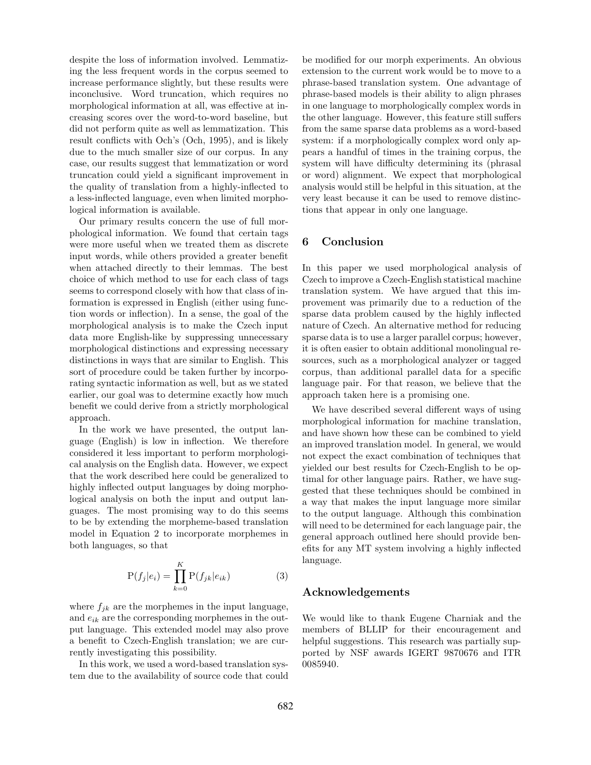despite the loss of information involved. Lemmatizing the less frequent words in the corpus seemed to increase performance slightly, but these results were inconclusive. Word truncation, which requires no morphological information at all, was effective at increasing scores over the word-to-word baseline, but did not perform quite as well as lemmatization. This result conflicts with Och's (Och, 1995), and is likely due to the much smaller size of our corpus. In any case, our results suggest that lemmatization or word truncation could yield a significant improvement in the quality of translation from a highly-inflected to a less-inflected language, even when limited morphological information is available.

Our primary results concern the use of full morphological information. We found that certain tags were more useful when we treated them as discrete input words, while others provided a greater benefit when attached directly to their lemmas. The best choice of which method to use for each class of tags seems to correspond closely with how that class of information is expressed in English (either using function words or inflection). In a sense, the goal of the morphological analysis is to make the Czech input data more English-like by suppressing unnecessary morphological distinctions and expressing necessary distinctions in ways that are similar to English. This sort of procedure could be taken further by incorporating syntactic information as well, but as we stated earlier, our goal was to determine exactly how much benefit we could derive from a strictly morphological approach.

In the work we have presented, the output language (English) is low in inflection. We therefore considered it less important to perform morphological analysis on the English data. However, we expect that the work described here could be generalized to highly inflected output languages by doing morphological analysis on both the input and output languages. The most promising way to do this seems to be by extending the morpheme-based translation model in Equation 2 to incorporate morphemes in both languages, so that

$$\mathrm{P}(f_j|e_i) = \prod_{k=0}^{K} \mathrm{P}(f_{jk}|e_{ik}) \tag{3}$$

where $f_{jk}$ are the morphemes in the input language, and $e_{ik}$ are the corresponding morphemes in the output language. This extended model may also prove a benefit to Czech-English translation; we are currently investigating this possibility.

In this work, we used a word-based translation system due to the availability of source code that could be modified for our morph experiments. An obvious extension to the current work would be to move to a phrase-based translation system. One advantage of phrase-based models is their ability to align phrases in one language to morphologically complex words in the other language. However, this feature still suffers from the same sparse data problems as a word-based system: if a morphologically complex word only appears a handful of times in the training corpus, the system will have difficulty determining its (phrasal or word) alignment. We expect that morphological analysis would still be helpful in this situation, at the very least because it can be used to remove distinctions that appear in only one language.

## 6 Conclusion

In this paper we used morphological analysis of Czech to improve a Czech-English statistical machine translation system. We have argued that this improvement was primarily due to a reduction of the sparse data problem caused by the highly inflected nature of Czech. An alternative method for reducing sparse data is to use a larger parallel corpus; however, it is often easier to obtain additional monolingual resources, such as a morphological analyzer or tagged corpus, than additional parallel data for a specific language pair. For that reason, we believe that the approach taken here is a promising one.

We have described several different ways of using morphological information for machine translation, and have shown how these can be combined to yield an improved translation model. In general, we would not expect the exact combination of techniques that yielded our best results for Czech-English to be optimal for other language pairs. Rather, we have suggested that these techniques should be combined in a way that makes the input language more similar to the output language. Although this combination will need to be determined for each language pair, the general approach outlined here should provide benefits for any MT system involving a highly inflected language.

## Acknowledgements

We would like to thank Eugene Charniak and the members of BLLIP for their encouragement and helpful suggestions. This research was partially supported by NSF awards IGERT 9870676 and ITR 0085940.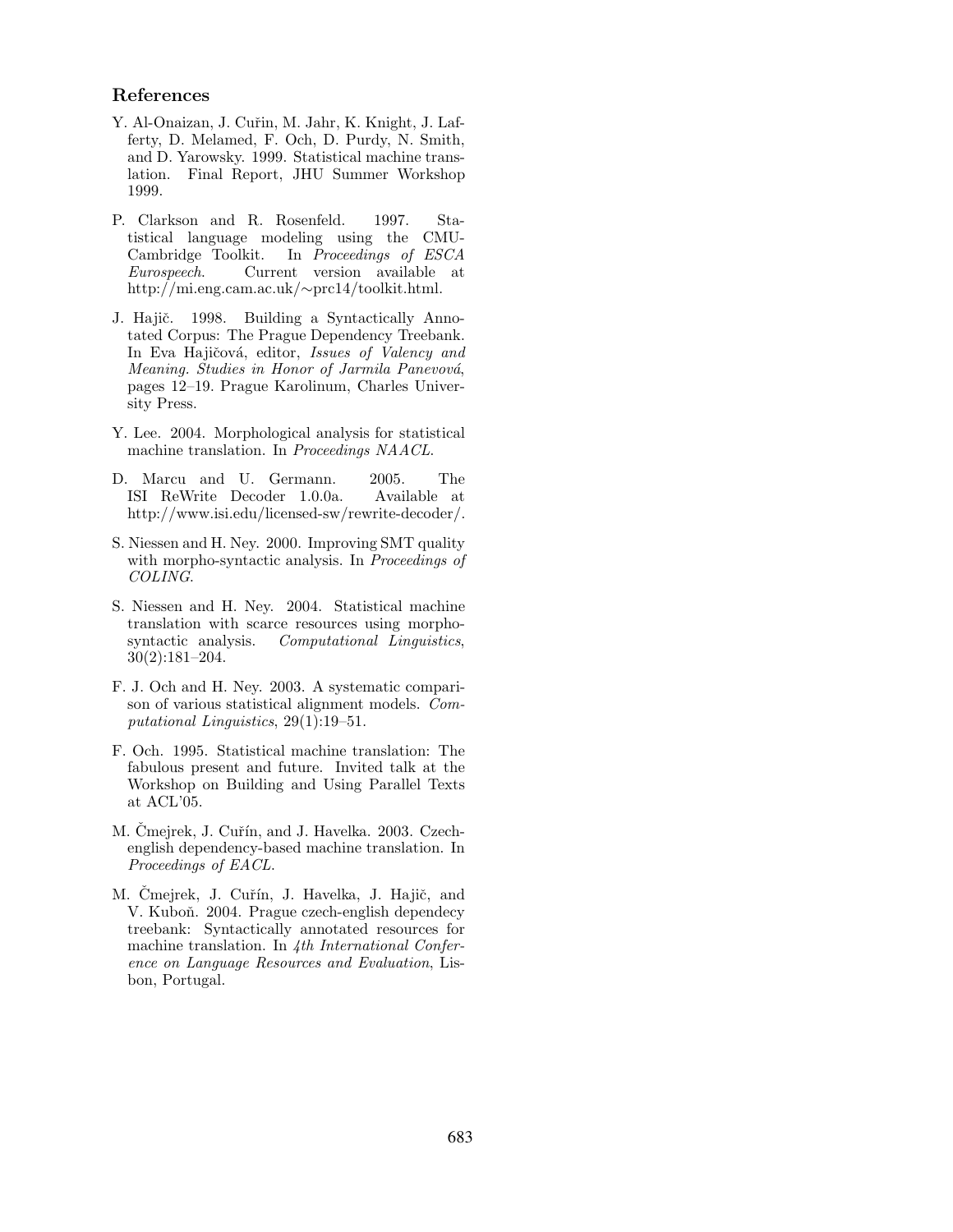## References

Y. Al-Onaizan, J. Cuřin, M. Jahr, K. Knight, J. Lafferty, D. Melamed, F. Och, D. Purdy, N. Smith, and D. Yarowsky. 1999. Statistical machine translation. Final Report, JHU Summer Workshop 1999.

P. Clarkson and R. Rosenfeld. 1997. Statistical language modeling using the CMU-Cambridge Toolkit. In *Proceedings of ESCA Eurospeech*. Current version available at http://mi.eng.cam.ac.uk/∼prc14/toolkit.html.

J. Hajič. 1998. Building a Syntactically Annotated Corpus: The Prague Dependency Treebank. In Eva Hajičová, editor, *Issues of Valency and Meaning. Studies in Honor of Jarmila Panevová*, pages 12–19. Prague Karolinum, Charles University Press.

Y. Lee. 2004. Morphological analysis for statistical machine translation. In *Proceedings NAACL*.

D. Marcu and U. Germann. 2005. The ISI ReWrite Decoder 1.0.0a. Available at http://www.isi.edu/licensed-sw/rewrite-decoder/.

S. Niessen and H. Ney. 2000. Improving SMT quality with morpho-syntactic analysis. In *Proceedings of COLING*.

S. Niessen and H. Ney. 2004. Statistical machine translation with scarce resources using morpho-syntactic analysis. *Computational Linguistics*, 30(2):181–204.

F. J. Och and H. Ney. 2003. A systematic comparison of various statistical alignment models. *Computational Linguistics*, 29(1):19–51.

F. Och. 1995. Statistical machine translation: The fabulous present and future. Invited talk at the Workshop on Building and Using Parallel Texts at ACL'05.

M. Čmejrek, J. Cuřín, and J. Havelka. 2003. Czech-english dependency-based machine translation. In *Proceedings of EACL*.

M. Čmejrek, J. Cuřín, J. Havelka, J. Hajič, and V. Kuboň. 2004. Prague czech-english dependecy treebank: Syntactically annotated resources for machine translation. In *4th International Conference on Language Resources and Evaluation*, Lisbon, Portugal.